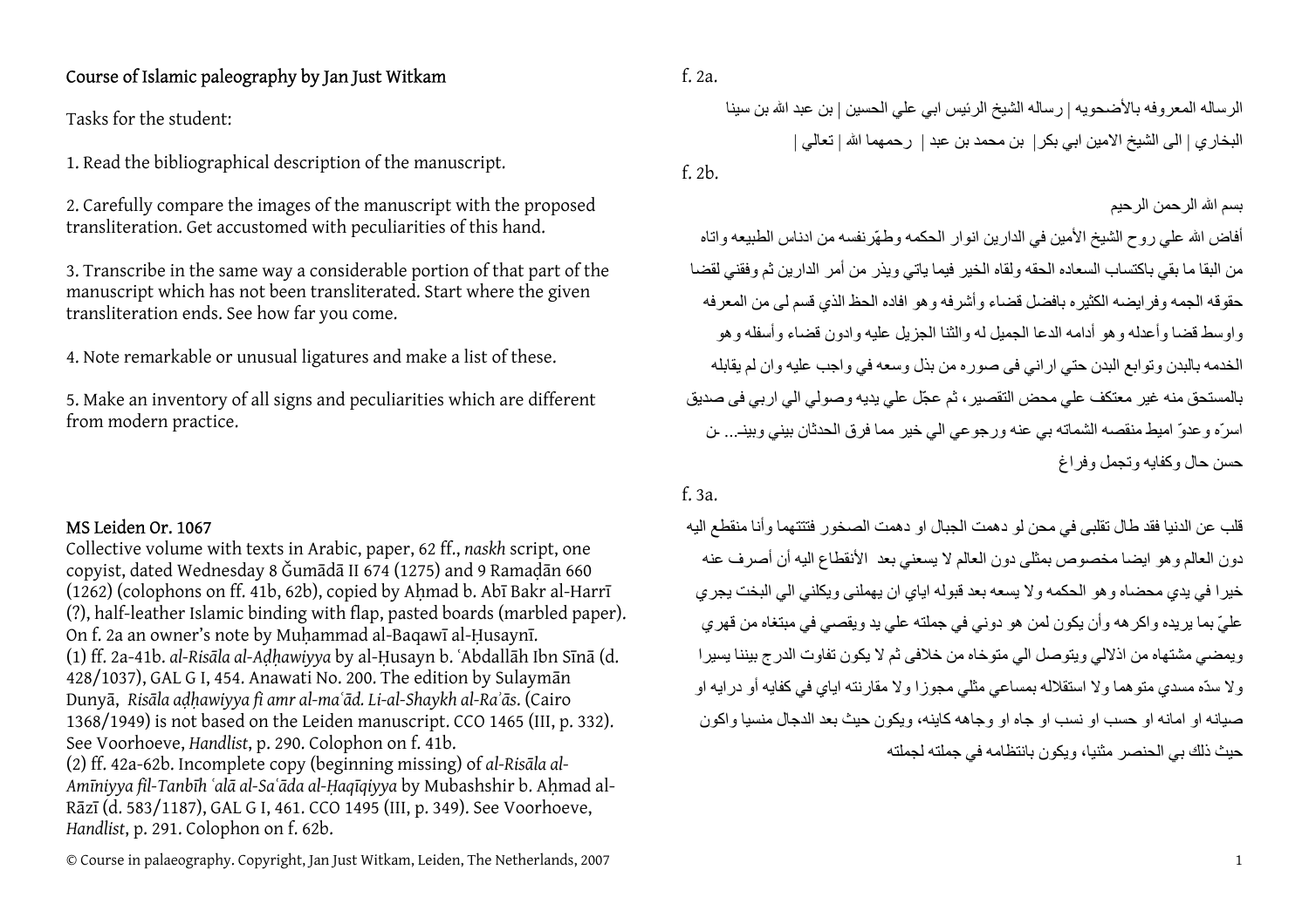Course of Islamic paleography by Jan Just Witkam

Tasks for the student:

1. Read the bibliographical description of the manuscript.

2. Carefully compare the images of the manuscript with the proposed transliteration. Get accustomed with peculiarities of this hand.

3. Transcribe in the same way a considerable portion of that part of the manuscript which has not been transliterated. Start where the given transliteration ends. See how far you come.

4. Note remarkable or unusual ligatures and make a list of these.

5. Make an inventory of all signs and peculiarities which are different from modern practice.

MS Leiden Or. 1067

Collective volume with texts in Arabic, paper, 62 ff., *naskh* script, one copyist, dated Wednesday 8 Ǧumādā II 674 (1275) and 9 Ramaḍān 660 (1262) (colophons on ff. 41b, 62b), copied by Aḥmad b. Abī Bakr al-Harrī (?), half-leather Islamic binding with flap, pasted boards (marbled paper). On f. 2a an owner's note by Muḥammad al-Baqawī al-Ḥusaynī.

(1) ff. 2a-41b. *al-Risāla al-Aḍḥawiyya* by al-Ḥusayn b. ʿAbdallāh Ibn Sīnā (d. 428/1037), GAL G I, 454. Anawati No. 200. The edition by Sulaymān Dunyā, *Risāla aḍḥawiyya fī amr al-maʿād. Li-al-Shaykh al-Raʾās*. (Cairo 1368/1949) is not based on the Leiden manuscript. CCO 1465 (III, p. 332). See Voorhoeve, *Handlist*, p. 290. Colophon on f. 41b.

(2) ff. 42a-62b. Incomplete copy (beginning missing) of *al-Risāla al-Amīniyya fil-Tanbīh ʿalā al-Saʿāda al-Ḥaqīqiyya* by Mubashshir b. Aḥmad al-Rāzī (d. 583/1187), GAL G I, 461. CCO 1495 (III, p. 349). See Voorhoeve, *Handlist*, p. 291. Colophon on f. 62b.

© Course in palaeography. Copyright, Jan Just Witkam, Leiden, The Netherlands, 2007

f. 2a.

الرساله المعروفه بالأضحويه | رساله الشيخ الرئيس ابي علي الحسين | بن عبد الله بن سينا البخاري | الى الشيخ الامين ابي بكر| بن محمد بن عبد | رحمهما الله | تعالي |

f. 2b.

بسم الله الرحمن الرحيم

أفاض الله علي روح الشيخ الأمين في الدارين انوار الحكمه وطهّرنفسه من ادناس الطبيعه واتاه من البقا ما بقي باكتساب السعاده الحقه ولقاه الخير فيما ياتي ويذر من أمر الدارين ثم وفقني لقضا حقوقه الجمه وفرايضه الكثيره بافضل قضاء وأشرفه وهو افاده الحظ الذي قسم لى من المعرفه واوسط قضا وأعدله وهو أدامه الدعا الجميل له والثنا الجزيل عليه وادون قضاء وأسفله وهو الخدمه بالبدن وتوابع البدن حتي اراني فى صوره من بذل وسعه في واجب عليه وان لم يقابله بالمستحق منه غير معتكف علي محض التقصير، ثم عجّل علي يديه وصولي الي اربي فى صديق اسرّه وعدوّ اميط منقصه الشماته بي عنه ورجوعي الي خير مما فرق الحدثان بيني وبينـ... ـن حسن حال وكفايه وتجمل وفراغ

f. 3a.

قلب عن الدنيا فقد طال تقلبى في محن لو دهمت الجبال او دهمت الصخور فتتتهما وأنا منقطع اليه دون العالم وهو ايضا مخصوص بمثلى دون العالم لا يسعني بعد الأنقطاع اليه أن أصرف عنه خيرا في يدي محضاه وهو الحكمه ولا يسعه بعد قبوله اياي ان يهملنى ويكلني الي البخت يجري عليّ بما يريده واكرهه وأن يكون لمن هو دوني في جملته علي يد ويقصي في مبتغاه من قهري ويمضي مشتهاه من اذلالي ويتوصل الي متوخاه من خلافى ثم لا يكون تفاوت الدرج بيننا يسيرا ولا سدّه مسدي متوهما ولا استقلاله بمساعي مثلي مجوزا ولا مقارنته اياي في كفايه أو درايه او صيانه او امانه او حسب او نسب او جاه او وجاهه كاينه، ويكون حيث بعد الدجال منسيا واكون حيث ذلك بي الحنصر مثنيا، ويكون بانتظامه في جملته لجملته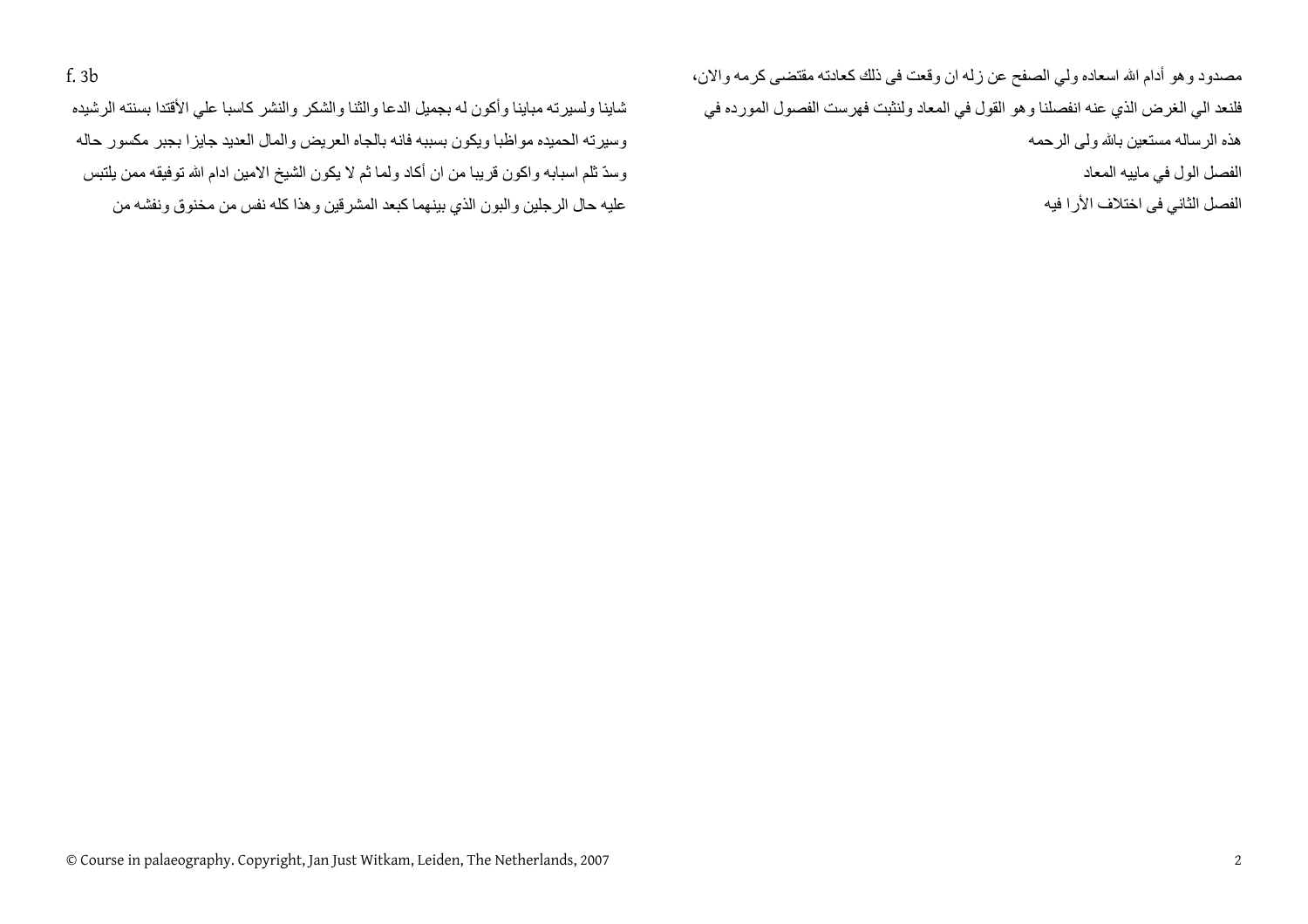مصدود وهو أدام الله اسعاده ولي الصفح عن زله ان وقعت فى ذلك كعادته مقتضى كرمه والان،
فلنعد الي الغرض الذي عنه انفصلنا وهو القول في المعاد ولنثبت فهرست الفصول الموردة في
هذه الرساله مستعين بالله ولى الرحمه
الفصل الول في ماييه المعاد
الفصل الثاني فى اختلاف الأرا فيه

f. 3b

شاينا ولسيرته مباينا وأكون له بجميل الدعا والثنا والشكر والنشر كاسبا علي الأقتدا بسنته الرشيده
وسيرته الحميده مواظبا ويكون بسببه فانه بالجاه العريض والمال العديد جايزا بجبر مكسور حاله
وسدّ ثلم اسبابه واكون قريبا من ان أكاد ولما ثم لا يكون الشيخ الامين ادام الله توفيقه ممن يلتبس
عليه حال الرجلين والبون الذي بينهما كبعد المشرقين وهذا كله نفس من مخنوق ونفشه من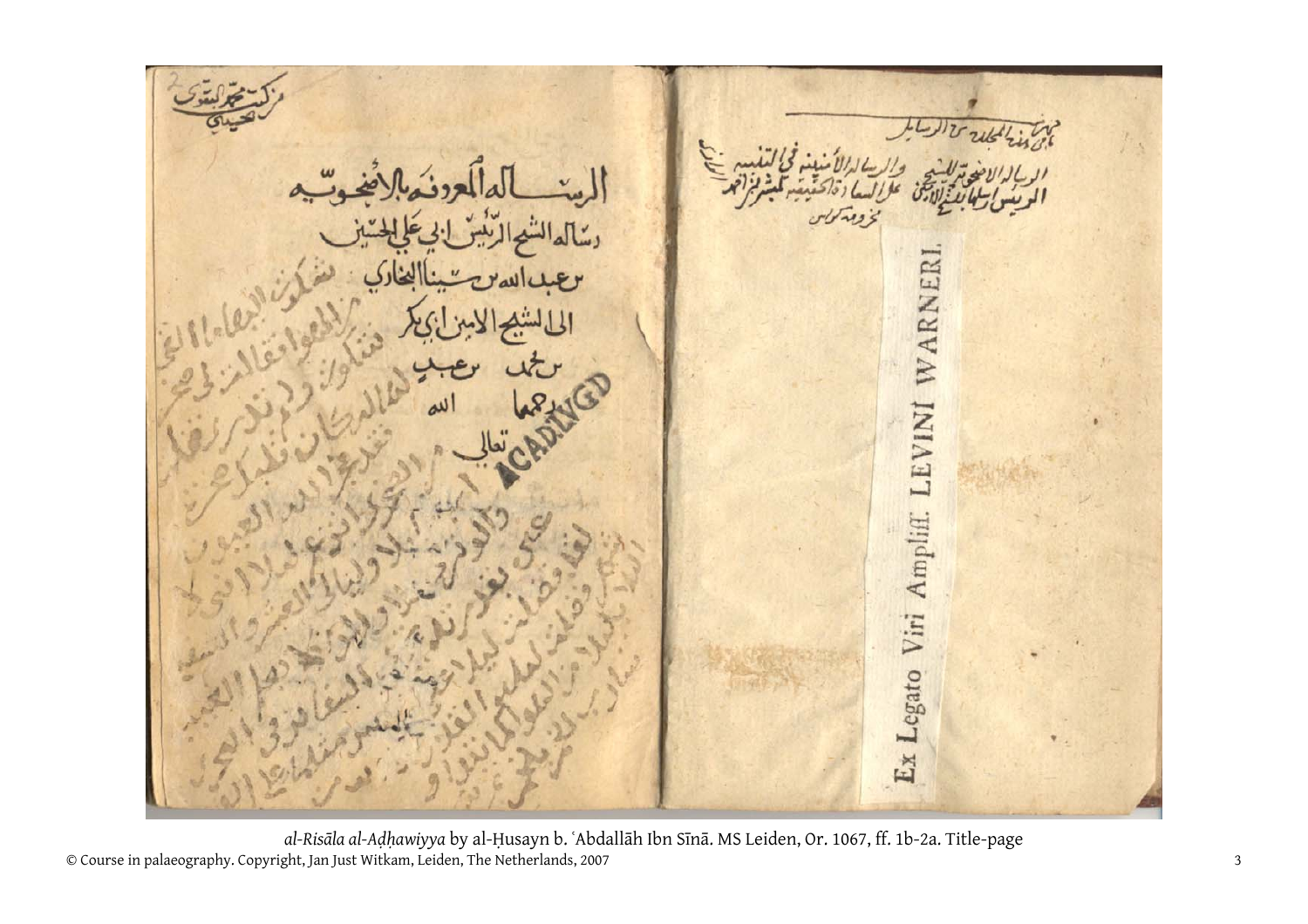الرسالة المعروفة بالأضحوية
رسالة الشيخ الرئيس ابي علي الحسين
بن عبد الله بن سينا البخاري
الى الشيخ الامين ابي بكر
بن محمد بن عبيد
رحمهما الله
تعالى

Ex Legato Viri Ampliss. LEVINI WARNERI.

*al-Risāla al-Aḍḥawiyya* by al-Ḥusayn b. ʿAbdallāh Ibn Sīnā. MS Leiden, Or. 1067, ff. 1b-2a. Title-page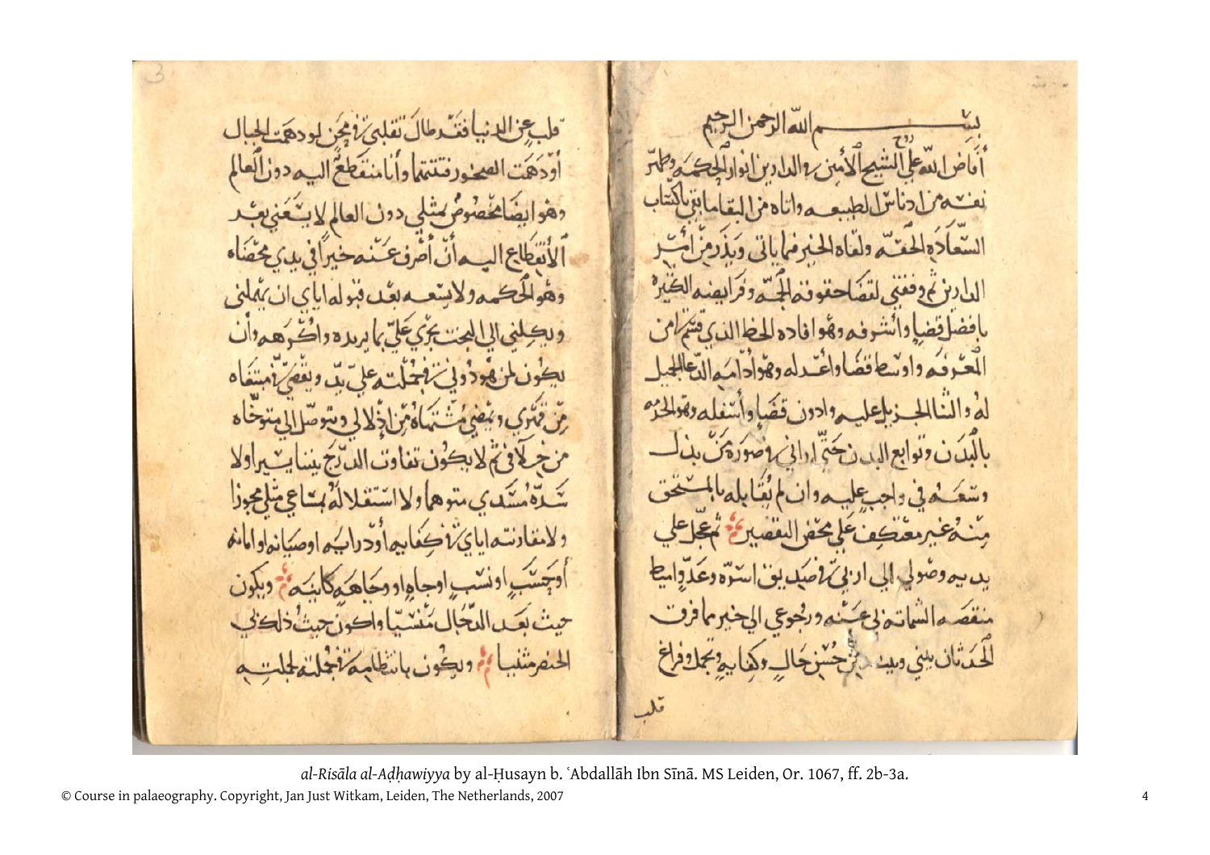بسم الله الرحمن الرحيم

أفاض الله على الشيخ الأمين ... والدارين أنوار الحكمة وطهّر
نفسه من أدناس الطبيعة وآتاه من البقاء ما يفي باكتساب
السعادة الحقة ولقّاه الخير فيما يأتي ويذر من أمر
الدارين ثم وفقني لقضاء حقوقه الجمّة وقرابينه الكثيرة
بأفضل قضاء وأشرفه وهو إفادة الحظ الذي قسم من
المعرفة وأوسط قضاء وأعدله وهو إدامة الدعاء الجميل
له والثناء الجزيل عليه وأدون قضاء وأسفله وهو الخدمة
بالبدن وتوابع البدن حتى إذا لم ... وصورة ... بذلك
وسعه في واجب عليه وإن لم يقابله بالمستحق
منه غير معتكف على محض التقصير ثم عجّل على
يديه وصولي إلى ... بني أسرته وعدّ ... وأميط
منقصة الشامتين عني ورجوعي إلى الخير مما فرّق
الحدثان بيني وبينه من حسن حال وكفاية وجمل وفراغ

قلب

قلب عن الدنيا فقد طال تقلبي في محن لو دهمت الجبال
أو دهمت الصخور لفتّتها وأنا منقطع إليه دون العالم
وهو أيضا مخصوص بمثلي دون العالم لا يستغني بعد
الانقطاع إليه أن أصرف عنه خيرا في يدي مخفاه
وهو الحكمة ولا يسعه بعد قبوله إياي أن يهملني
ويكلني إلى البحث يجري علي بما يريده وأكرهه وأن
يكون لمن قهره ذوي نحلته على بدّ ويقضي امتعاضه
من قهري ويقضي شتماه من إذلالي ويتوصل إلى متوخاه
من ... لا يكون تفاوت الدرج يسيرا ولا
شدة ... متوهما ولا استقلاله بشأني شيئا مجوّزا
ولا مقارنته إياي في كفايته أو درايته أو صيانته أو أمانته
أو حسب أو نسب أو جاه أو ... ويكون
حيث يعد الدجال منسيا وأكون حيث ذلك
الحضر منسيا ويكون بانتظامه في جملة جملته

*al-Risāla al-Aḍḥawiyya* by al-Ḥusayn b. ʿAbdallāh Ibn Sīnā. MS Leiden, Or. 1067, ff. 2b-3a.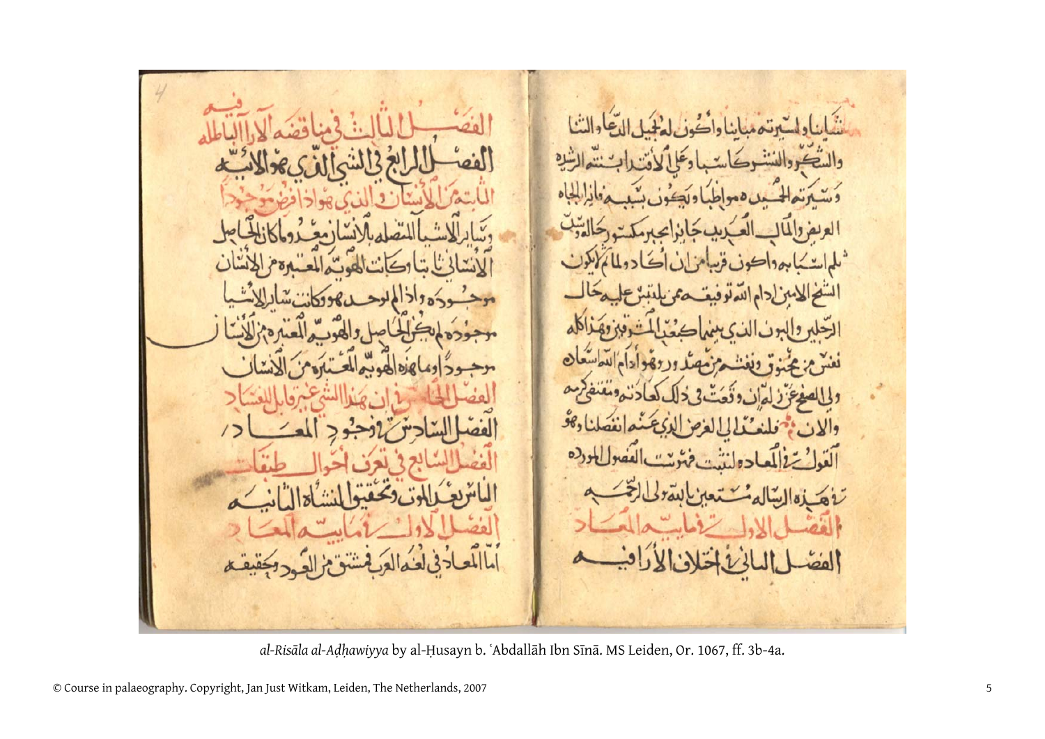*al-Risāla al-Aḍḥawiyya* by al-Ḥusayn b. ʿAbdallāh Ibn Sīnā. MS Leiden, Or. 1067, ff. 3b-4a.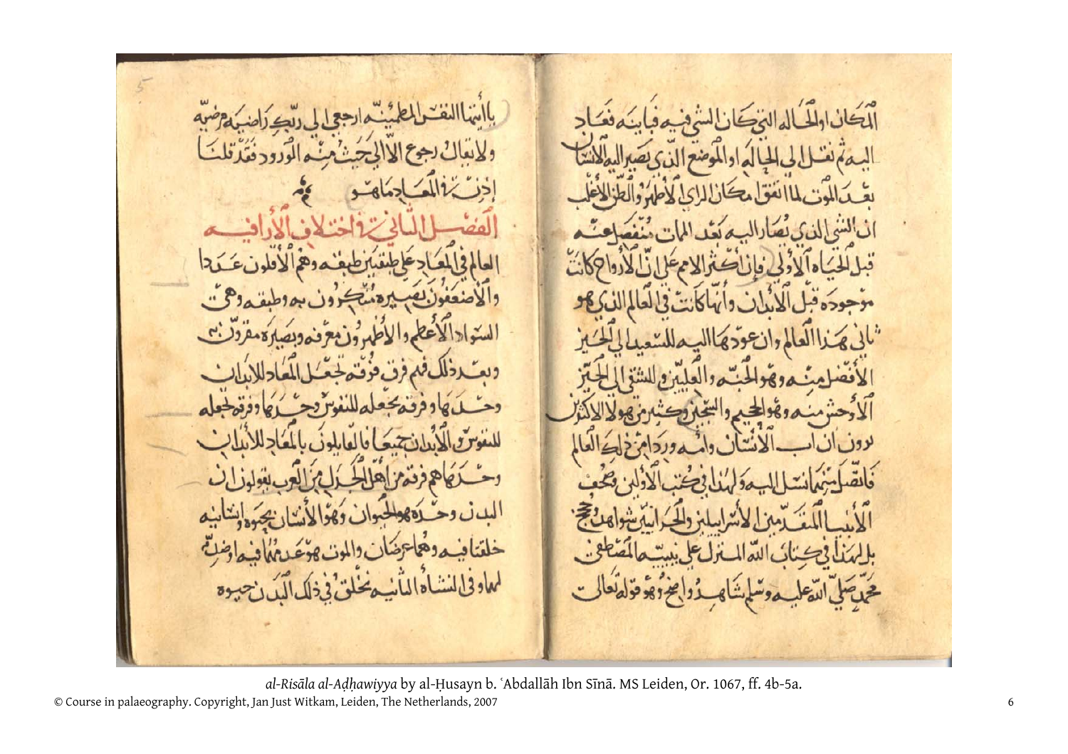المكان او الحالة التي كان للشي فيه قبله فيعاد
اليه ثم نقل الى الحالة او الموضع الذي يصير اليه الانسان
بعد الموت لما اتفق مكان الراي الاظهر والظن الاغلب
ان الشي الذي يصار اليه بعد الممات منفصل عنه
قبل الحياة الاولى فان اكثر الامم على ان الارواح كانت
موجودة قبل الابدان وانها كانت في العالم الذي هو
ثاني هذا العالم وان عودها اليه للسعيد الى الحيز
الافضل منه وهو الجنة والعليين وللشقي الى الحيز
الاوحش منه وهو الجحيم والسجين وكثير من هولا الاكثرين
يرون ان اب الانسان وامه وردا من ذلك العالم
فانفصلا منه وانتسل اليه ولهذا في كتب الاولين وصحف
الانبيا المتقدمين للاسرائيليين والحرانيين شواهد وحجج
بل لهذا في كتاب الله المنزل على نبيه المصطفى
محمد صلى الله عليه وسلم شاهد واضح وهو قوله تعالى

يا ايتها النفس المطمينة ارجعي الى ربك راضية مرضية
ولا يبعد ان رجوع الا الى حيث منه الورود فقد قلنا
اذن ان المعاد ما هو

**الفصل الثاني في اختلاف الاراء فيه**

العالم في المعاد على طبقتين طبقة وهم الاقلون عددا
والاضعفون بصيرة ينكرون به وطبقة وهم
السواد الاعظم والاظهرون معرفة وبصيرة مقرون به
وبعد ذلك فهم فرق فرقة تجعل المعاد للابدان
وحدها وفرقة تجعله للنفوس وحدها وفرقة تجعله
للنفوس والابدان جميعا فالقايلون بالمعاد للابدان
وحدها هم فرقة من اهل الجدل من العرب يقولون ان
البدن وحده هو الحيوان وهو الانسان بجوهره وانابته
خلقتا فيه وهما عرضان والموت هو عدمهما فيه او ضد
لهما وان النشاة الثانية تخلق في ذلك البدن حيوة

*al-Risāla al-Aḍḥawiyya* by al-Ḥusayn b. ʿAbdallāh Ibn Sīnā. MS Leiden, Or. 1067, ff. 4b-5a.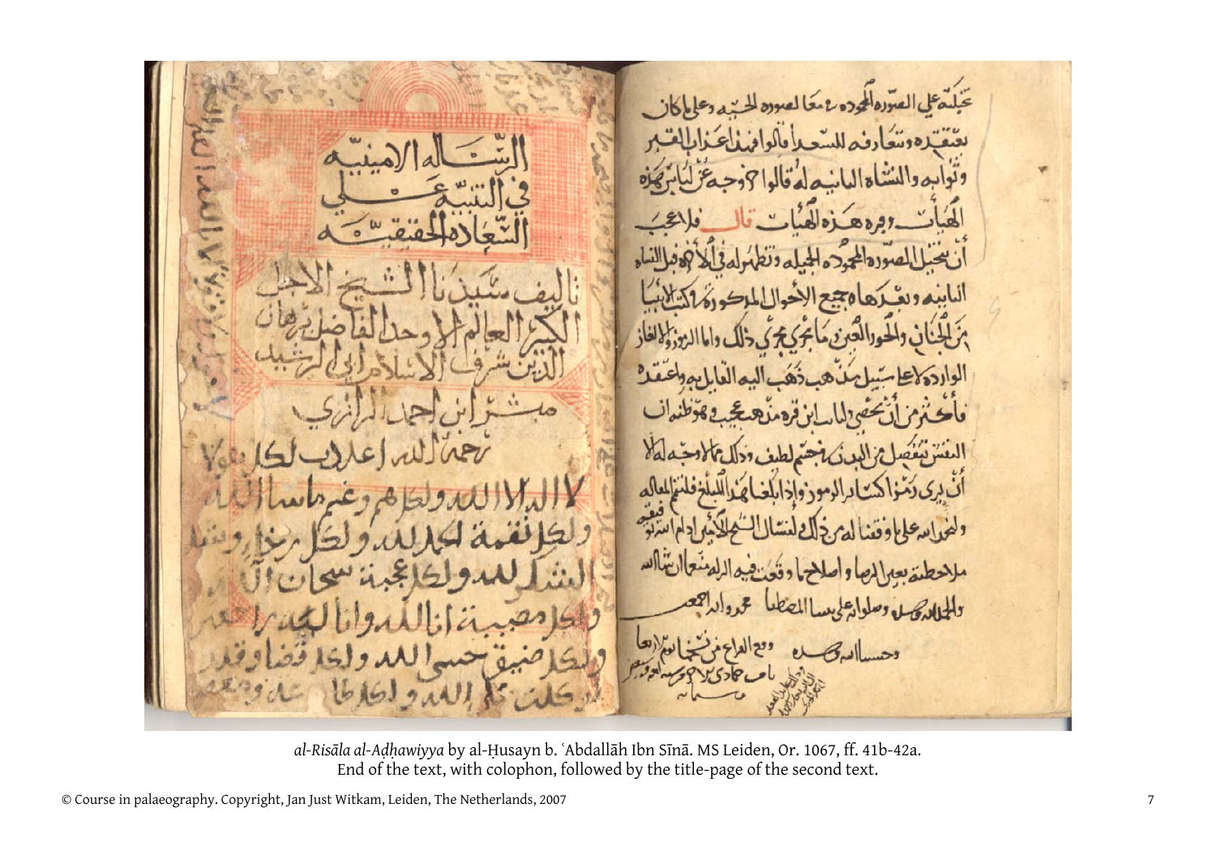*al-Risāla al-Aḍḥawiyya* by al-Ḥusayn b. ʿAbdallāh Ibn Sīnā. MS Leiden, Or. 1067, ff. 41b-42a.
End of the text, with colophon, followed by the title-page of the second text.